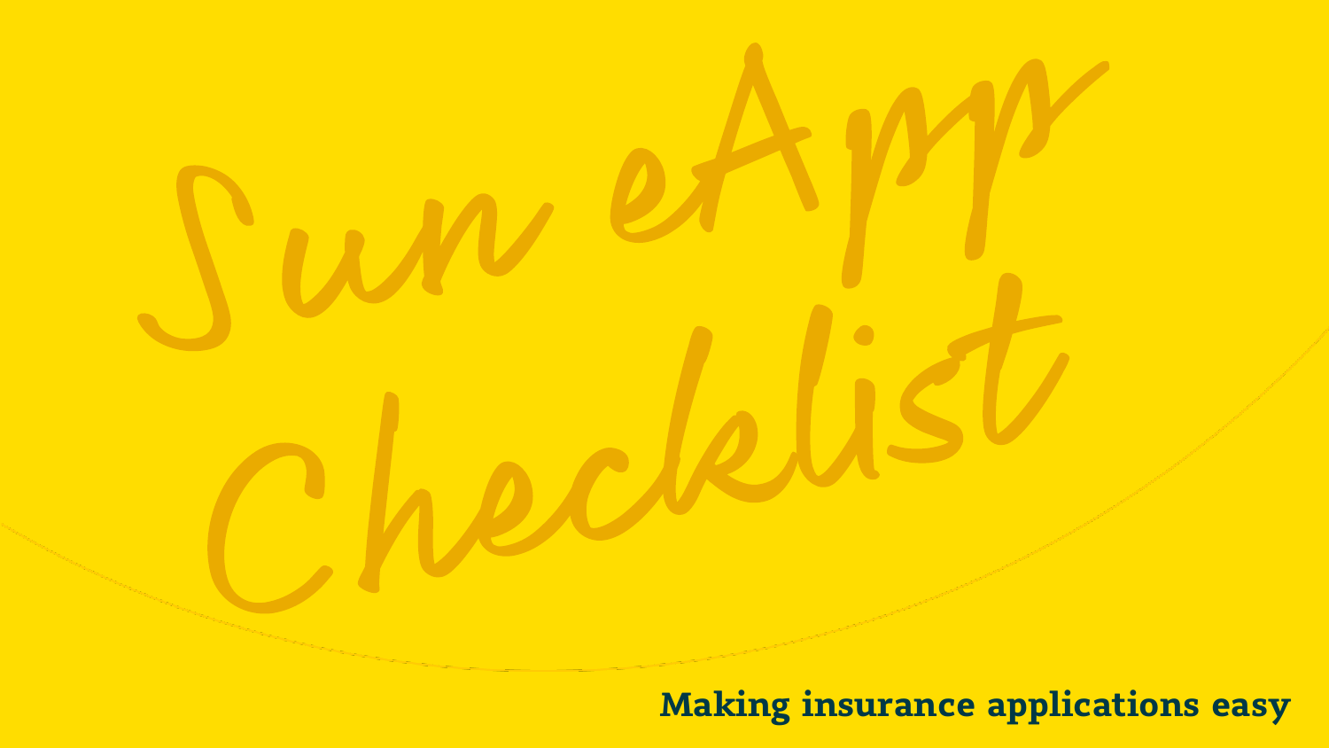# Sun eApp Checklist

**Making insurance applications easy**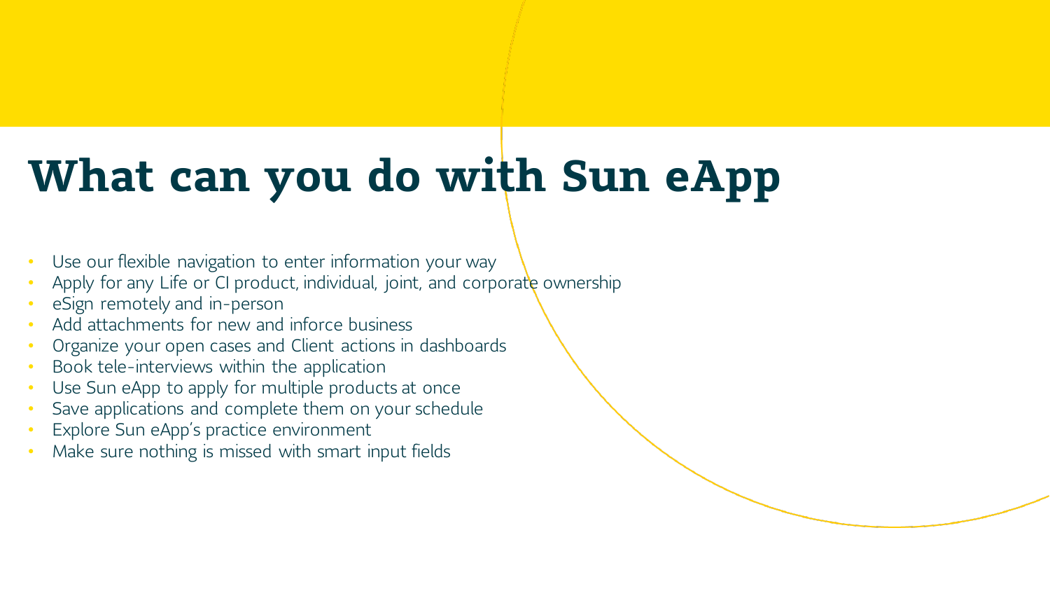# What can you do with Sun eApp

- Use our flexible navigation to enter information your way
- Apply for any Life or CI product, individual, joint, and corporate ownership
- eSign remotely and in-person
- Add attachments for new and inforce business
- Organize your open cases and Client actions in dashboards
- Book tele-interviews within the application
- Use Sun eApp to apply for multiple products at once
- Save applications and complete them on your schedule
- Explore Sun eApp's practice environment
- Make sure nothing is missed with smart input fields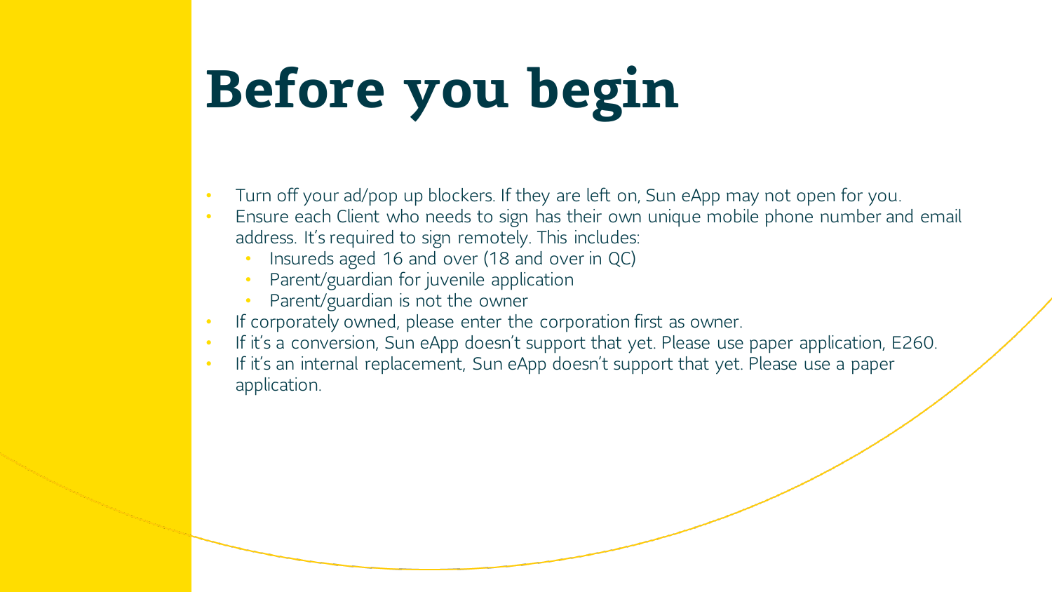# Before you begin

- Turn off your ad/pop up blockers. If they are left on, Sun eApp may not open for you.
- Ensure each Client who needs to sign has their own unique mobile phone number and email address. It's required to sign remotely. This includes:
  - Insureds aged 16 and over (18 and over in QC)
  - Parent/guardian for juvenile application
  - Parent/guardian is not the owner
- If corporately owned, please enter the corporation first as owner.
- If it's a conversion, Sun eApp doesn't support that yet. Please use paper application, E260.
- If it's an internal replacement, Sun eApp doesn't support that yet. Please use a paper application.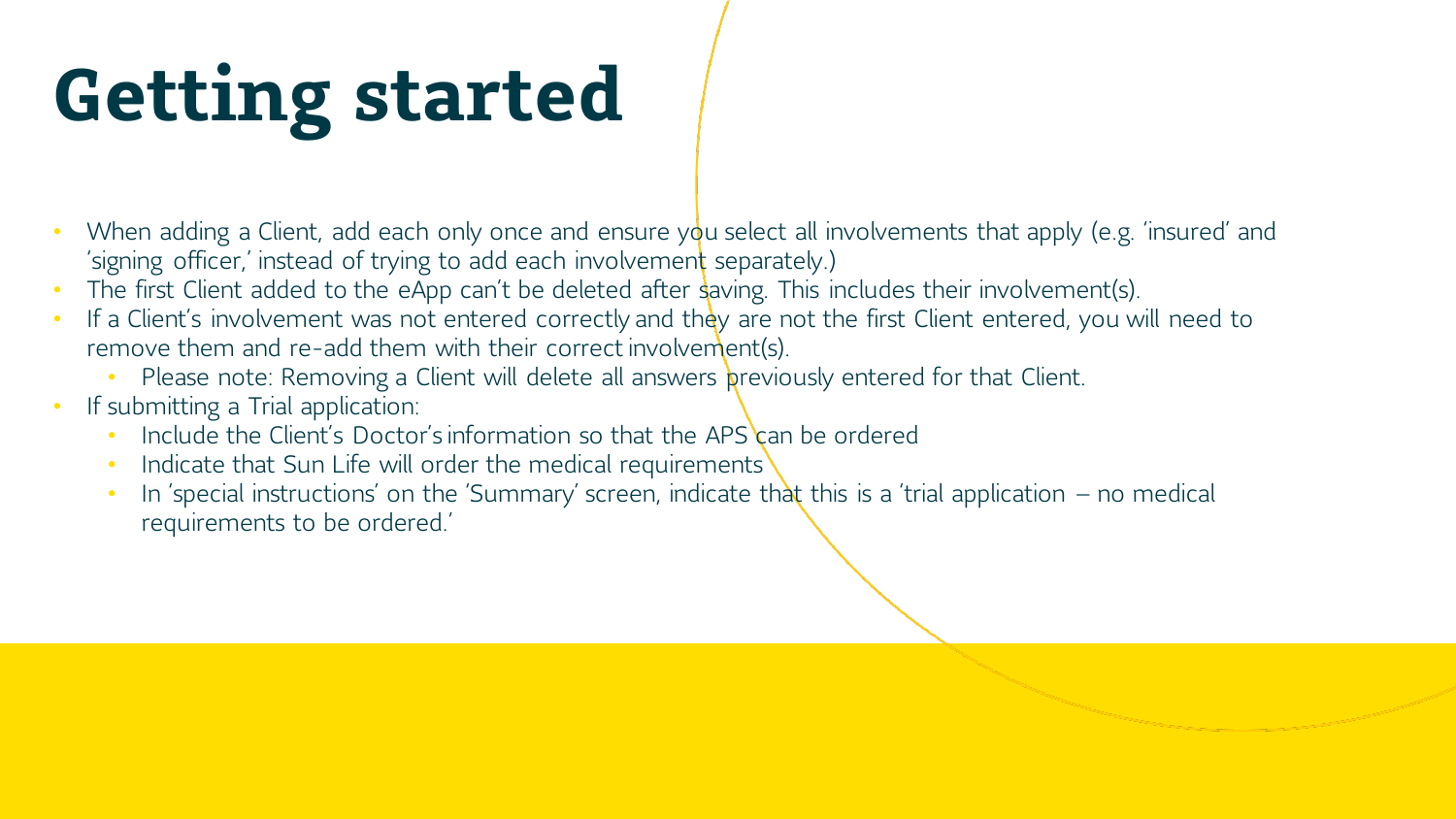# Getting started

- When adding a Client, add each only once and ensure you select all involvements that apply (e.g. 'insured' and 'signing officer,' instead of trying to add each involvement separately.)
- The first Client added to the eApp can't be deleted after saving. This includes their involvement(s).
- If a Client's involvement was not entered correctly and they are not the first Client entered, you will need to remove them and re-add them with their correct involvement(s).
  - Please note: Removing a Client will delete all answers previously entered for that Client.
- If submitting a Trial application:
  - Include the Client's Doctor's information so that the APS can be ordered
  - Indicate that Sun Life will order the medical requirements
  - In 'special instructions' on the 'Summary' screen, indicate that this is a 'trial application – no medical requirements to be ordered.'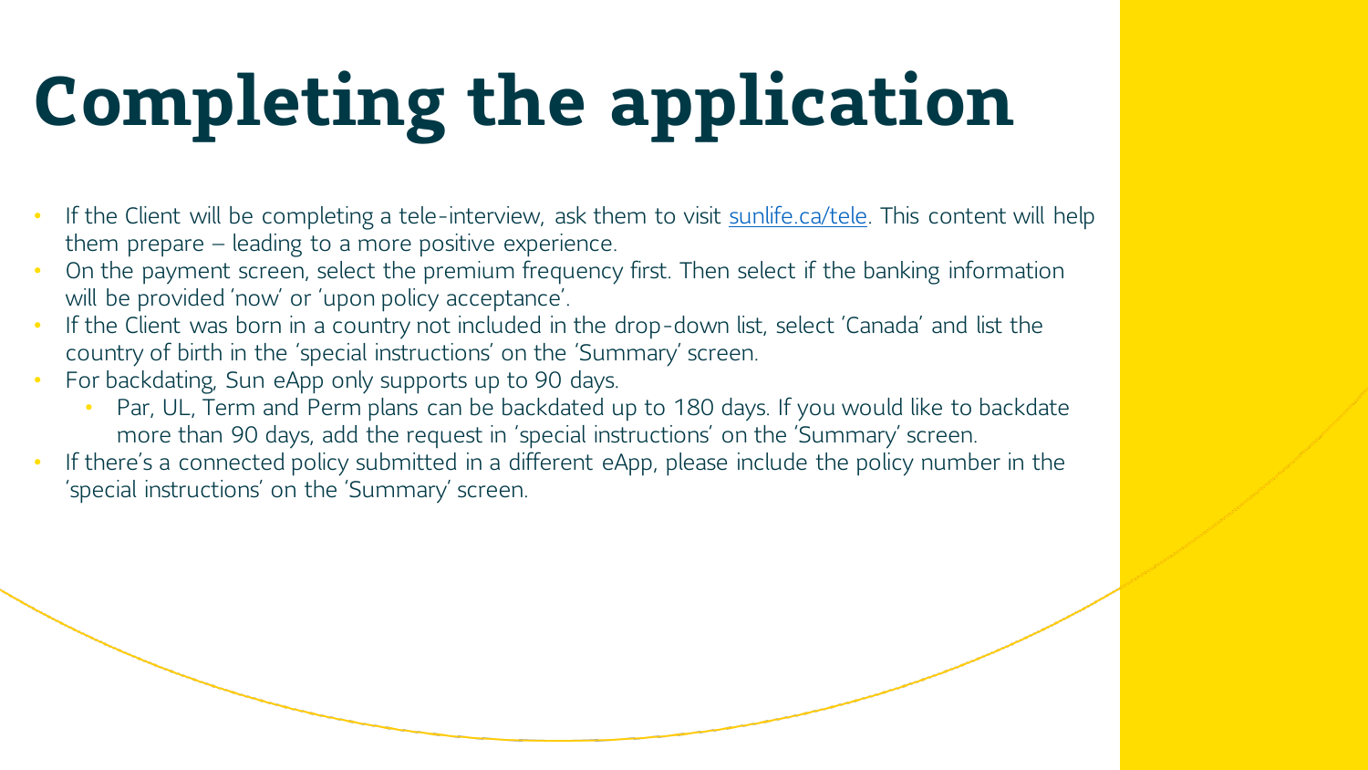# Completing the application

- If the Client will be completing a tele-interview, ask them to visit [sunlife.ca/tele](https://sunlife.ca/tele). This content will help them prepare – leading to a more positive experience.
- On the payment screen, select the premium frequency first. Then select if the banking information will be provided 'now' or 'upon policy acceptance'.
- If the Client was born in a country not included in the drop-down list, select 'Canada' and list the country of birth in the 'special instructions' on the 'Summary' screen.
- For backdating, Sun eApp only supports up to 90 days.
  - Par, UL, Term and Perm plans can be backdated up to 180 days. If you would like to backdate more than 90 days, add the request in 'special instructions' on the 'Summary' screen.
- If there's a connected policy submitted in a different eApp, please include the policy number in the 'special instructions' on the 'Summary' screen.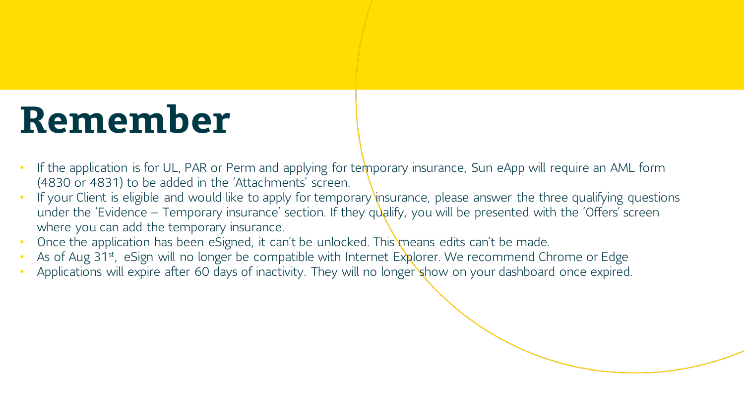# Remember

- If the application is for UL, PAR or Perm and applying for temporary insurance, Sun eApp will require an AML form (4830 or 4831) to be added in the 'Attachments' screen.
- If your Client is eligible and would like to apply for temporary insurance, please answer the three qualifying questions under the 'Evidence – Temporary insurance' section. If they qualify, you will be presented with the 'Offers' screen where you can add the temporary insurance.
- Once the application has been eSigned, it can't be unlocked. This means edits can't be made.
- As of Aug 31st, eSign will no longer be compatible with Internet Explorer. We recommend Chrome or Edge
- Applications will expire after 60 days of inactivity. They will no longer show on your dashboard once expired.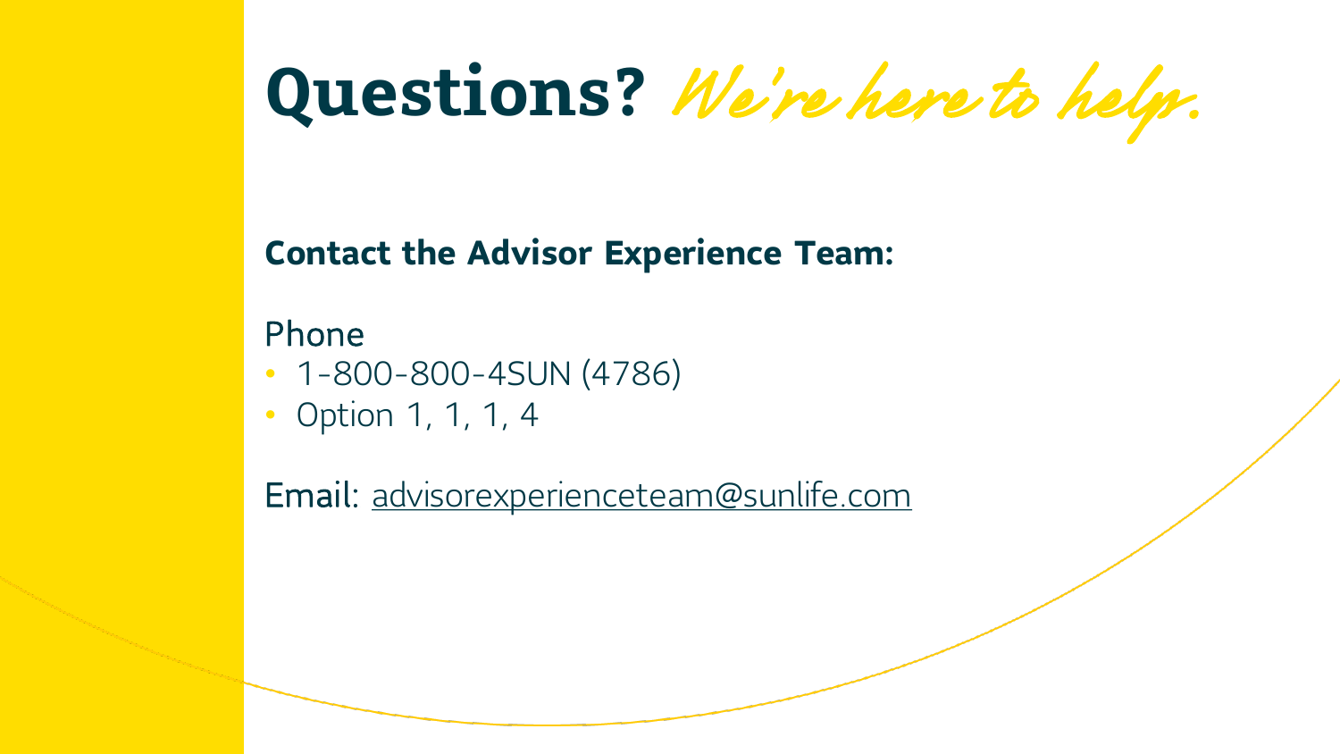# Questions? *We're here to help.*

**Contact the Advisor Experience Team:**

Phone

- 1-800-800-4SUN (4786)
- Option 1, 1, 1, 4

Email: advisorexperienceteam@sunlife.com